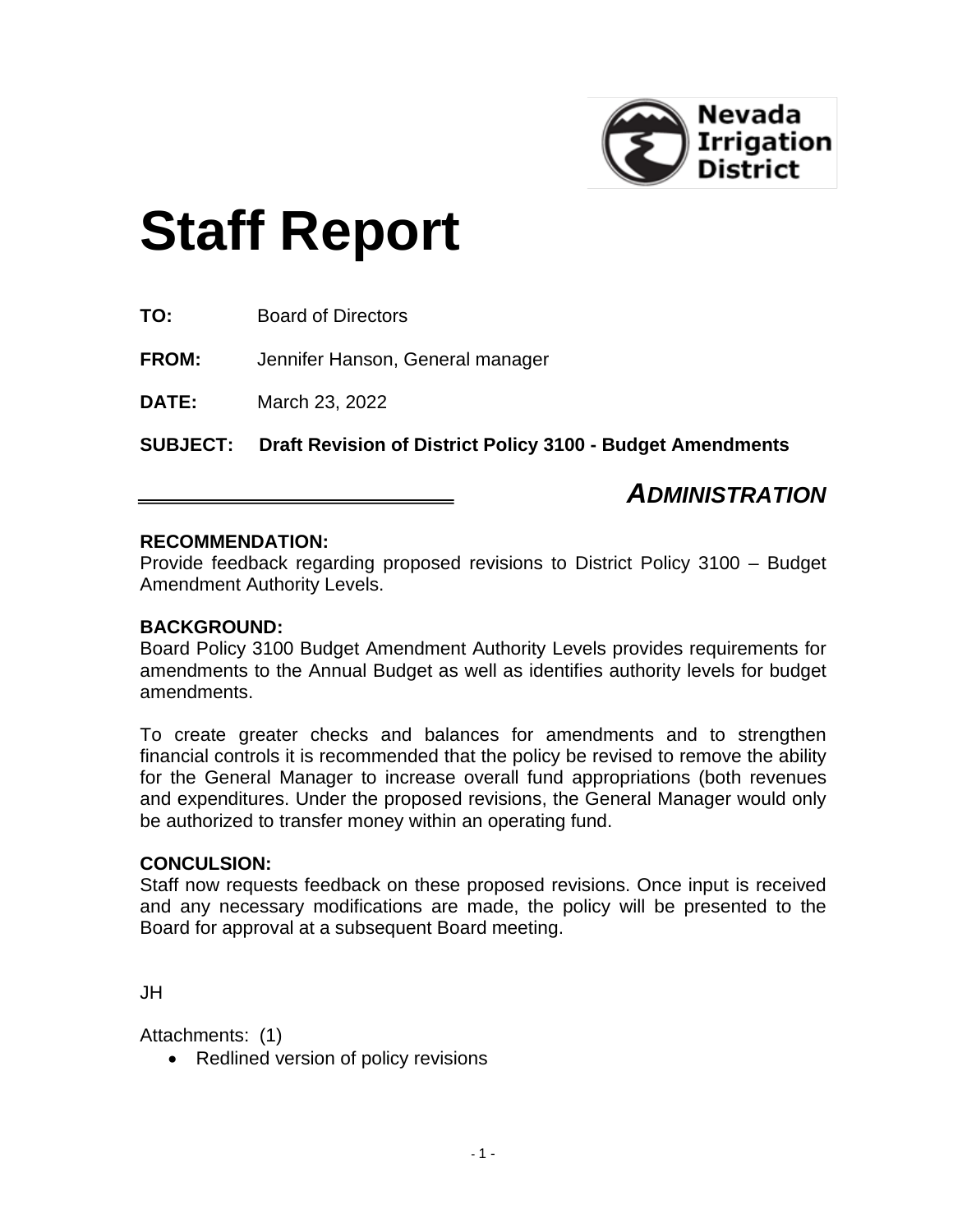Nevada Irrigation District

# Staff Report

**TO:** Board of Directors

**FROM:** Jennifer Hanson, General manager

**DATE:** March 23, 2022

**SUBJECT: Draft Revision of District Policy 3100 - Budget Amendments**

***ADMINISTRATION***

**RECOMMENDATION:**
Provide feedback regarding proposed revisions to District Policy 3100 – Budget Amendment Authority Levels.

**BACKGROUND:**
Board Policy 3100 Budget Amendment Authority Levels provides requirements for amendments to the Annual Budget as well as identifies authority levels for budget amendments.

To create greater checks and balances for amendments and to strengthen financial controls it is recommended that the policy be revised to remove the ability for the General Manager to increase overall fund appropriations (both revenues and expenditures. Under the proposed revisions, the General Manager would only be authorized to transfer money within an operating fund.

**CONCULSION:**
Staff now requests feedback on these proposed revisions. Once input is received and any necessary modifications are made, the policy will be presented to the Board for approval at a subsequent Board meeting.

JH

Attachments: (1)

- Redlined version of policy revisions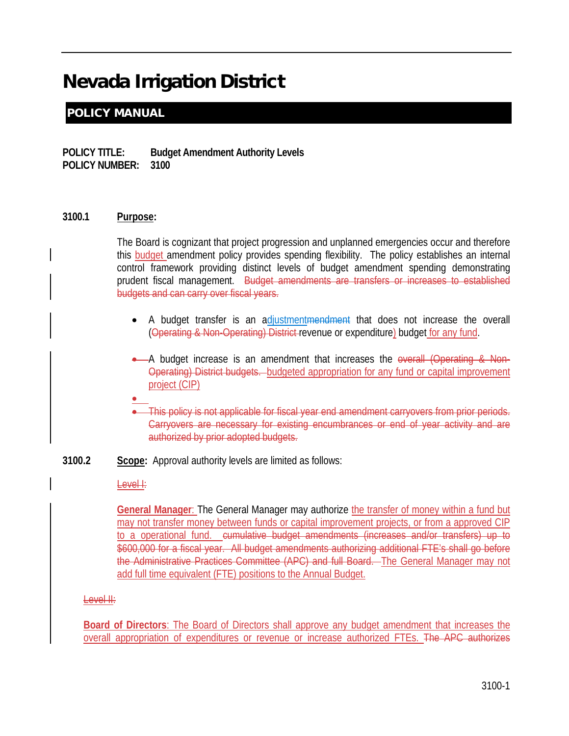# Nevada Irrigation District

## POLICY MANUAL

**POLICY TITLE: Budget Amendment Authority Levels**
**POLICY NUMBER: 3100**

**3100.1 Purpose:**

The Board is cognizant that project progression and unplanned emergencies occur and therefore this budget amendment policy provides spending flexibility. The policy establishes an internal control framework providing distinct levels of budget amendment spending demonstrating prudent fiscal management. ~~Budget amendments are transfers or increases to established budgets and can carry over fiscal years.~~

- A budget transfer is an adjustment~~mendment~~ that does not increase the overall (~~Operating & Non-Operating) District~~ revenue or expenditure) budget for any fund.
- A budget increase is an amendment that increases the ~~overall (Operating & Non-Operating) District budgets.~~ budgeted appropriation for any fund or capital improvement project (CIP)
- ~~This policy is not applicable for fiscal year end amendment carryovers from prior periods. Carryovers are necessary for existing encumbrances or end of year activity and are authorized by prior adopted budgets.~~

**3100.2 Scope:** Approval authority levels are limited as follows:

~~Level I:~~

**General Manager**: The General Manager may authorize the transfer of money within a fund but may not transfer money between funds or capital improvement projects, or from a approved CIP to a operational fund. ~~cumulative budget amendments (increases and/or transfers) up to $600,000 for a fiscal year. All budget amendments authorizing additional FTE's shall go before the Administrative Practices Committee (APC) and full Board.~~ The General Manager may not add full time equivalent (FTE) positions to the Annual Budget.

~~Level II:~~

**Board of Directors**: The Board of Directors shall approve any budget amendment that increases the overall appropriation of expenditures or revenue or increase authorized FTEs. ~~The APC authorizes~~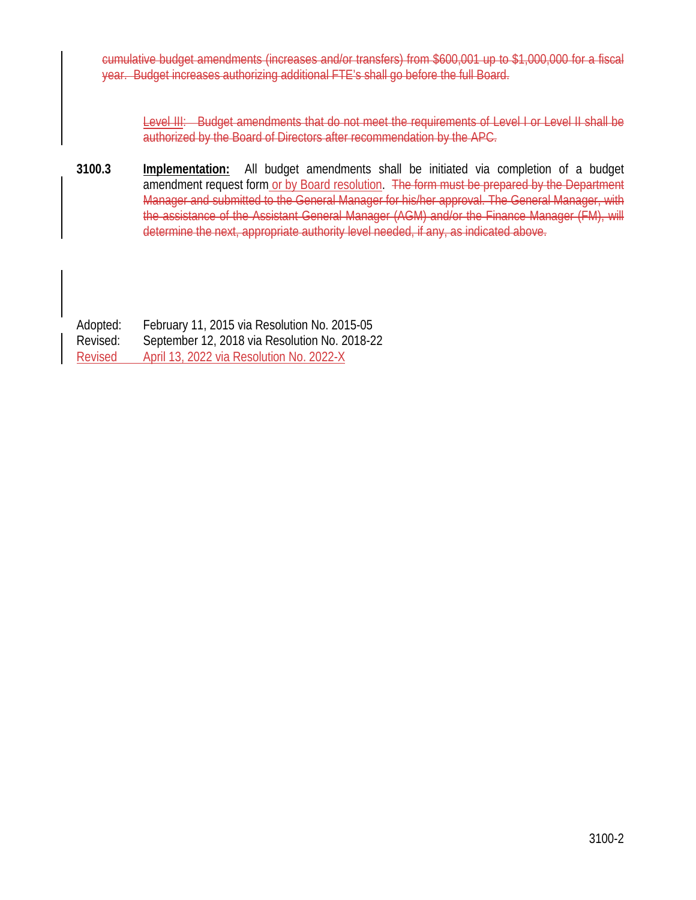~~cumulative budget amendments (increases and/or transfers) from $600,001 up to $1,000,000 for a fiscal year. Budget increases authorizing additional FTE's shall go before the full Board.~~

~~Level III: Budget amendments that do not meet the requirements of Level I or Level II shall be authorized by the Board of Directors after recommendation by the APC.~~

**3100.3** **Implementation:** All budget amendments shall be initiated via completion of a budget amendment request form or by Board resolution. ~~The form must be prepared by the Department Manager and submitted to the General Manager for his/her approval. The General Manager, with the assistance of the Assistant General Manager (AGM) and/or the Finance Manager (FM), will determine the next, appropriate authority level needed, if any, as indicated above.~~

Adopted: February 11, 2015 via Resolution No. 2015-05
Revised: September 12, 2018 via Resolution No. 2018-22
Revised April 13, 2022 via Resolution No. 2022-X